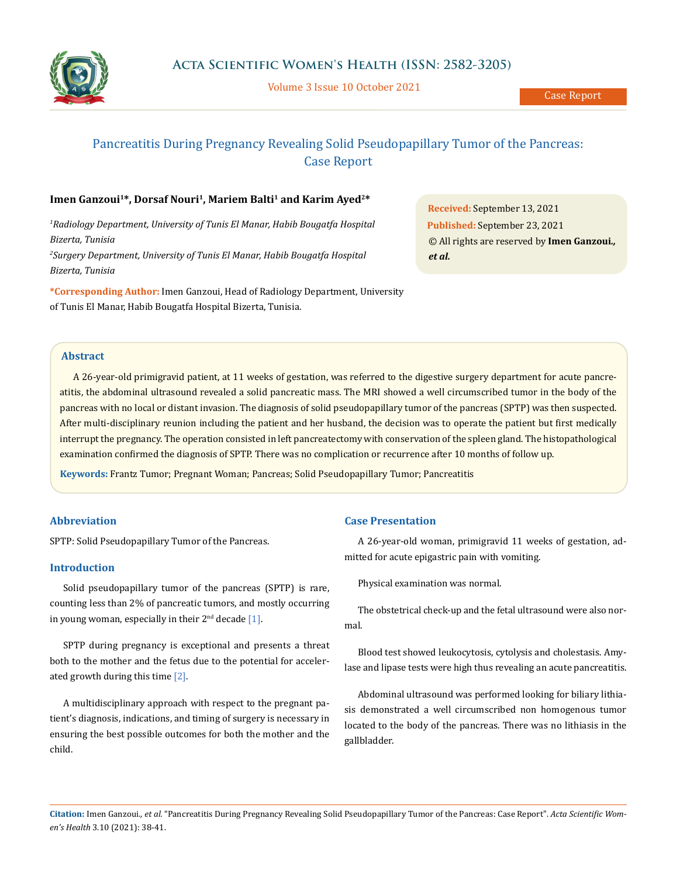Case Report

# Pancreatitis During Pregnancy Revealing Solid Pseudopapillary Tumor of the Pancreas: Case Report

**Imen Ganzoui[1]\*, Dorsaf Nouri[1], Mariem Balti[1] and Karim Ayed[2]\***

*[1]Radiology Department, University of Tunis El Manar, Habib Bougatfa Hospital Bizerta, Tunisia*

*[2]Surgery Department, University of Tunis El Manar, Habib Bougatfa Hospital Bizerta, Tunisia*

**\*Corresponding Author:** Imen Ganzoui, Head of Radiology Department, University of Tunis El Manar, Habib Bougatfa Hospital Bizerta, Tunisia.

**Received:** September 13, 2021
**Published:** September 23, 2021
© All rights are reserved by **Imen Ganzoui.,** ***et al.***

## Abstract

A 26-year-old primigravid patient, at 11 weeks of gestation, was referred to the digestive surgery department for acute pancreatitis, the abdominal ultrasound revealed a solid pancreatic mass. The MRI showed a well circumscribed tumor in the body of the pancreas with no local or distant invasion. The diagnosis of solid pseudopapillary tumor of the pancreas (SPTP) was then suspected. After multi-disciplinary reunion including the patient and her husband, the decision was to operate the patient but first medically interrupt the pregnancy. The operation consisted in left pancreatectomy with conservation of the spleen gland. The histopathological examination confirmed the diagnosis of SPTP. There was no complication or recurrence after 10 months of follow up.

**Keywords:** Frantz Tumor; Pregnant Woman; Pancreas; Solid Pseudopapillary Tumor; Pancreatitis

## Abbreviation

SPTP: Solid Pseudopapillary Tumor of the Pancreas.

## Introduction

Solid pseudopapillary tumor of the pancreas (SPTP) is rare, counting less than 2% of pancreatic tumors, and mostly occurring in young woman, especially in their 2nd decade [1].

SPTP during pregnancy is exceptional and presents a threat both to the mother and the fetus due to the potential for accelerated growth during this time [2].

A multidisciplinary approach with respect to the pregnant patient's diagnosis, indications, and timing of surgery is necessary in ensuring the best possible outcomes for both the mother and the child.

## Case Presentation

A 26-year-old woman, primigravid 11 weeks of gestation, admitted for acute epigastric pain with vomiting.

Physical examination was normal.

The obstetrical check-up and the fetal ultrasound were also normal.

Blood test showed leukocytosis, cytolysis and cholestasis. Amylase and lipase tests were high thus revealing an acute pancreatitis.

Abdominal ultrasound was performed looking for biliary lithiasis demonstrated a well circumscribed non homogenous tumor located to the body of the pancreas. There was no lithiasis in the gallbladder.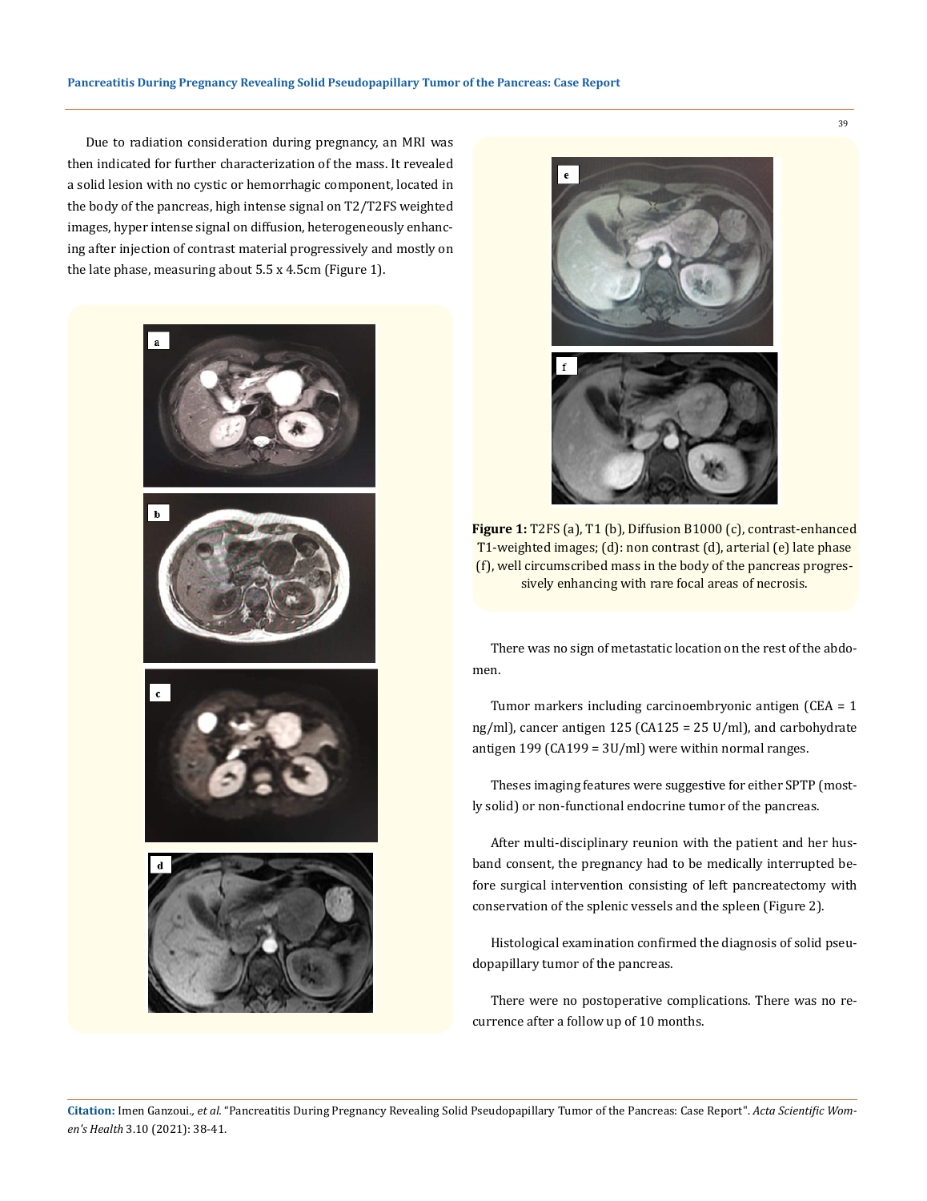Due to radiation consideration during pregnancy, an MRI was then indicated for further characterization of the mass. It revealed a solid lesion with no cystic or hemorrhagic component, located in the body of the pancreas, high intense signal on T2/T2FS weighted images, hyper intense signal on diffusion, heterogeneously enhancing after injection of contrast material progressively and mostly on the late phase, measuring about 5.5 x 4.5cm (Figure 1).

**Figure 1:** T2FS (a), T1 (b), Diffusion B1000 (c), contrast-enhanced T1-weighted images; (d): non contrast (d), arterial (e) late phase (f), well circumscribed mass in the body of the pancreas progressively enhancing with rare focal areas of necrosis.

There was no sign of metastatic location on the rest of the abdomen.

Tumor markers including carcinoembryonic antigen (CEA = 1 ng/ml), cancer antigen 125 (CA125 = 25 U/ml), and carbohydrate antigen 199 (CA199 = 3U/ml) were within normal ranges.

Theses imaging features were suggestive for either SPTP (mostly solid) or non-functional endocrine tumor of the pancreas.

After multi-disciplinary reunion with the patient and her husband consent, the pregnancy had to be medically interrupted before surgical intervention consisting of left pancreatectomy with conservation of the splenic vessels and the spleen (Figure 2).

Histological examination confirmed the diagnosis of solid pseudopapillary tumor of the pancreas.

There were no postoperative complications. There was no recurrence after a follow up of 10 months.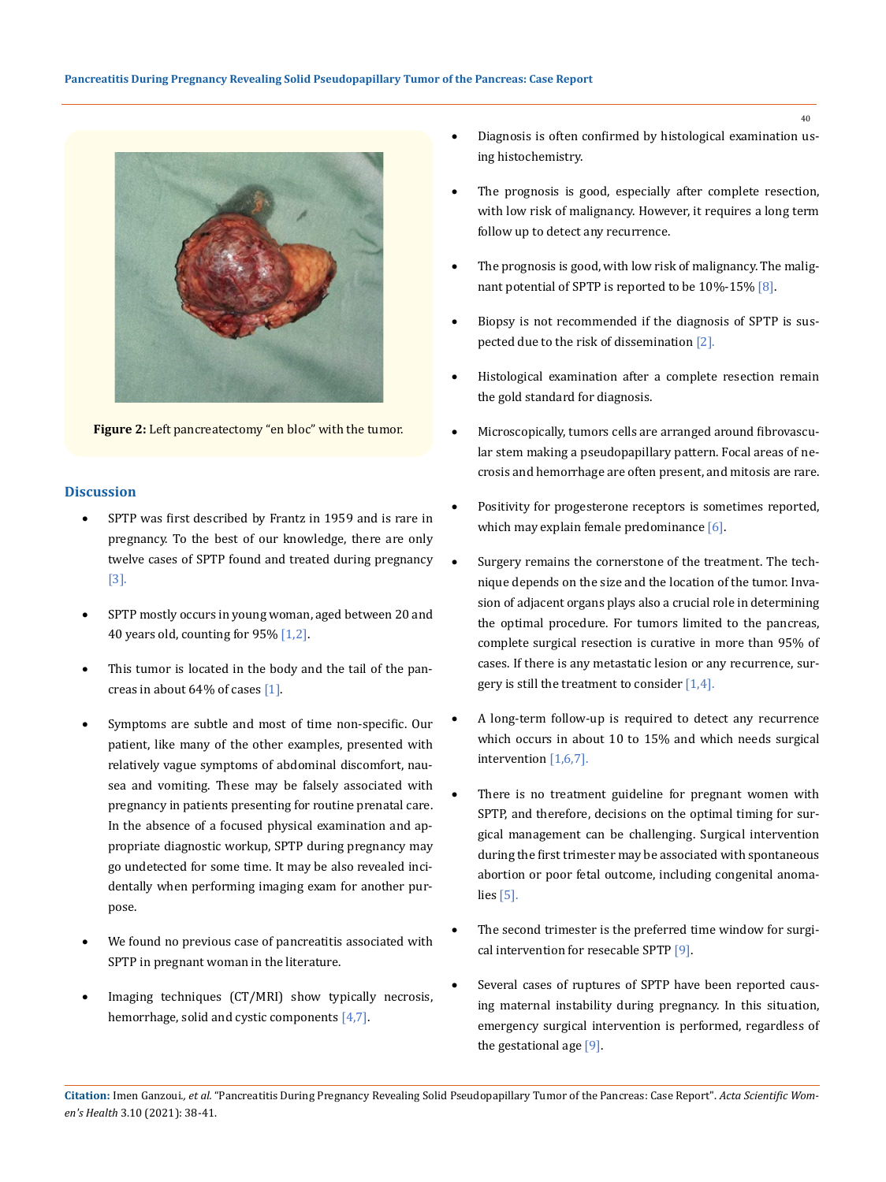**Figure 2:** Left pancreatectomy "en bloc" with the tumor.

## Discussion

- SPTP was first described by Frantz in 1959 and is rare in pregnancy. To the best of our knowledge, there are only twelve cases of SPTP found and treated during pregnancy [3].
- SPTP mostly occurs in young woman, aged between 20 and 40 years old, counting for 95% [1,2].
- This tumor is located in the body and the tail of the pancreas in about 64% of cases [1].
- Symptoms are subtle and most of time non-specific. Our patient, like many of the other examples, presented with relatively vague symptoms of abdominal discomfort, nausea and vomiting. These may be falsely associated with pregnancy in patients presenting for routine prenatal care. In the absence of a focused physical examination and appropriate diagnostic workup, SPTP during pregnancy may go undetected for some time. It may be also revealed incidentally when performing imaging exam for another purpose.
- We found no previous case of pancreatitis associated with SPTP in pregnant woman in the literature.
- Imaging techniques (CT/MRI) show typically necrosis, hemorrhage, solid and cystic components [4,7].
- Diagnosis is often confirmed by histological examination using histochemistry.
- The prognosis is good, especially after complete resection, with low risk of malignancy. However, it requires a long term follow up to detect any recurrence.
- The prognosis is good, with low risk of malignancy. The malignant potential of SPTP is reported to be 10%-15% [8].
- Biopsy is not recommended if the diagnosis of SPTP is suspected due to the risk of dissemination [2].
- Histological examination after a complete resection remain the gold standard for diagnosis.
- Microscopically, tumors cells are arranged around fibrovascular stem making a pseudopapillary pattern. Focal areas of necrosis and hemorrhage are often present, and mitosis are rare.
- Positivity for progesterone receptors is sometimes reported, which may explain female predominance [6].
- Surgery remains the cornerstone of the treatment. The technique depends on the size and the location of the tumor. Invasion of adjacent organs plays also a crucial role in determining the optimal procedure. For tumors limited to the pancreas, complete surgical resection is curative in more than 95% of cases. If there is any metastatic lesion or any recurrence, surgery is still the treatment to consider [1,4].
- A long-term follow-up is required to detect any recurrence which occurs in about 10 to 15% and which needs surgical intervention [1,6,7].
- There is no treatment guideline for pregnant women with SPTP, and therefore, decisions on the optimal timing for surgical management can be challenging. Surgical intervention during the first trimester may be associated with spontaneous abortion or poor fetal outcome, including congenital anomalies [5].
- The second trimester is the preferred time window for surgical intervention for resecable SPTP [9].
- Several cases of ruptures of SPTP have been reported causing maternal instability during pregnancy. In this situation, emergency surgical intervention is performed, regardless of the gestational age [9].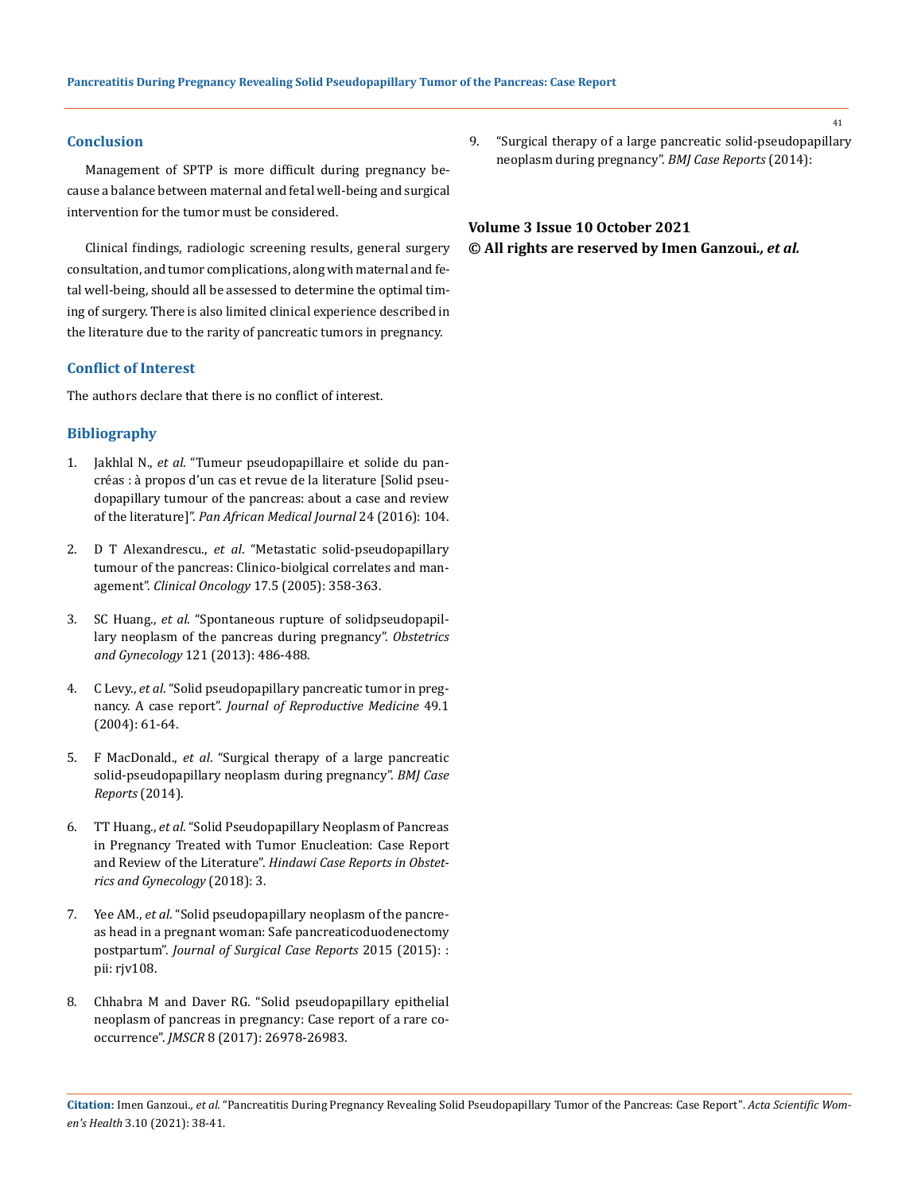## Conclusion

Management of SPTP is more difficult during pregnancy because a balance between maternal and fetal well-being and surgical intervention for the tumor must be considered.

Clinical findings, radiologic screening results, general surgery consultation, and tumor complications, along with maternal and fetal well-being, should all be assessed to determine the optimal timing of surgery. There is also limited clinical experience described in the literature due to the rarity of pancreatic tumors in pregnancy.

## Conflict of Interest

The authors declare that there is no conflict of interest.

## Bibliography

1. Jakhlal N., *et al*. "Tumeur pseudopapillaire et solide du pancréas : à propos d'un cas et revue de la literature [Solid pseudopapillary tumour of the pancreas: about a case and review of the literature]". *Pan African Medical Journal* 24 (2016): 104.
2. D T Alexandrescu., *et al*. "Metastatic solid-pseudopapillary tumour of the pancreas: Clinico-biolgical correlates and management". *Clinical Oncology* 17.5 (2005): 358-363.
3. SC Huang., *et al*. "Spontaneous rupture of solidpseudopapillary neoplasm of the pancreas during pregnancy". *Obstetrics and Gynecology* 121 (2013): 486-488.
4. C Levy., *et al*. "Solid pseudopapillary pancreatic tumor in pregnancy. A case report". *Journal of Reproductive Medicine* 49.1 (2004): 61-64.
5. F MacDonald., *et al*. "Surgical therapy of a large pancreatic solid-pseudopapillary neoplasm during pregnancy". *BMJ Case Reports* (2014).
6. TT Huang., *et al*. "Solid Pseudopapillary Neoplasm of Pancreas in Pregnancy Treated with Tumor Enucleation: Case Report and Review of the Literature". *Hindawi Case Reports in Obstetrics and Gynecology* (2018): 3.
7. Yee AM., *et al*. "Solid pseudopapillary neoplasm of the pancreas head in a pregnant woman: Safe pancreaticoduodenectomy postpartum". *Journal of Surgical Case Reports* 2015 (2015): : pii: rjv108.
8. Chhabra M and Daver RG. "Solid pseudopapillary epithelial neoplasm of pancreas in pregnancy: Case report of a rare co-occurrence". *JMSCR* 8 (2017): 26978-26983.
9. "Surgical therapy of a large pancreatic solid-pseudopapillary neoplasm during pregnancy". *BMJ Case Reports* (2014):

**Volume 3 Issue 10 October 2021**
**© All rights are reserved by Imen Ganzoui., *et al.***